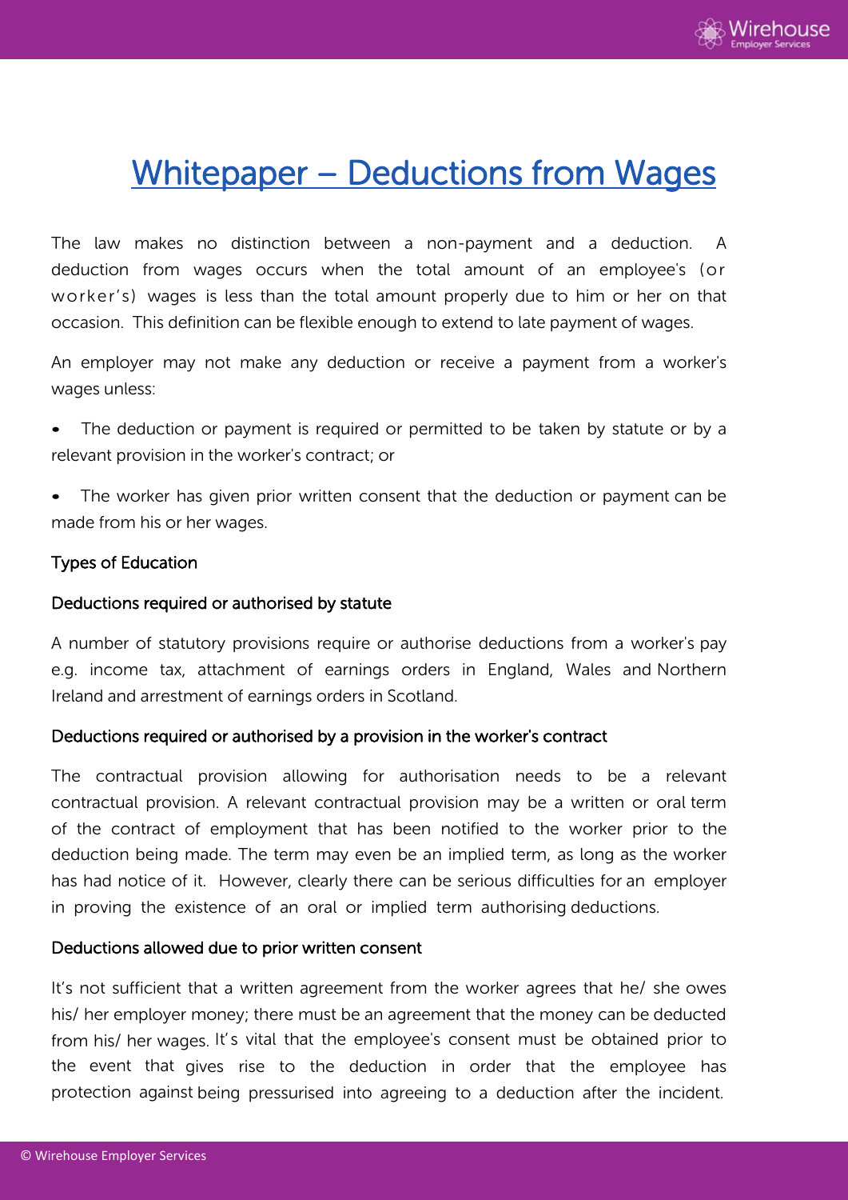# Whitepaper – Deductions from Wages

The law makes no distinction between a non-payment and a deduction. A deduction from wages occurs when the total amount of an employee's (or worker's) wages is less than the total amount properly due to him or her on that occasion. This definition can be flexible enough to extend to late payment of wages.

An employer may not make any deduction or receive a payment from a worker's wages unless:

- The deduction or payment is required or permitted to be taken by statute or by a relevant provision in the worker's contract; or
- The worker has given prior written consent that the deduction or payment can be made from his or her wages.

## Types of Education

### Deductions required or authorised by statute

A number of statutory provisions require or authorise deductions from a worker's pay e.g. income tax, attachment of earnings orders in England, Wales and Northern Ireland and arrestment of earnings orders in Scotland.

### Deductions required or authorised by a provision in the worker's contract

The contractual provision allowing for authorisation needs to be a relevant contractual provision. A relevant contractual provision may be a written or oral term of the contract of employment that has been notified to the worker prior to the deduction being made. The term may even be an implied term, as long as the worker has had notice of it. However, clearly there can be serious difficulties for an employer in proving the existence of an oral or implied term authorising deductions.

### Deductions allowed due to prior written consent

It's not sufficient that a written agreement from the worker agrees that he/ she owes his/ her employer money; there must be an agreement that the money can be deducted from his/ her wages. It's vital that the employee's consent must be obtained prior to the event that gives rise to the deduction in order that the employee has protection against being pressurised into agreeing to a deduction after the incident.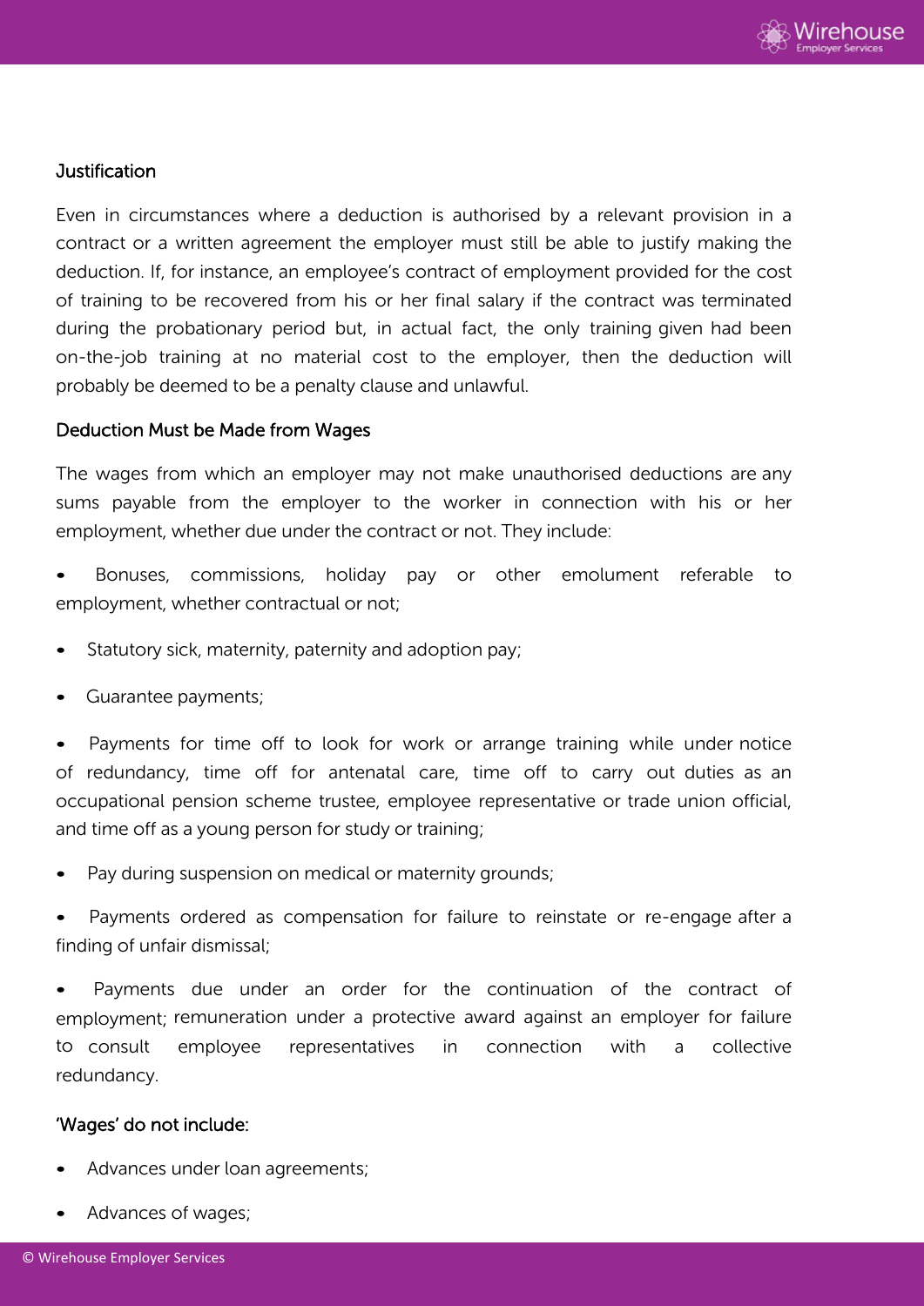### Justification

Even in circumstances where a deduction is authorised by a relevant provision in a contract or a written agreement the employer must still be able to justify making the deduction. If, for instance, an employee's contract of employment provided for the cost of training to be recovered from his or her final salary if the contract was terminated during the probationary period but, in actual fact, the only training given had been on-the-job training at no material cost to the employer, then the deduction will probably be deemed to be a penalty clause and unlawful.

### Deduction Must be Made from Wages

The wages from which an employer may not make unauthorised deductions are any sums payable from the employer to the worker in connection with his or her employment, whether due under the contract or not. They include:

- Bonuses, commissions, holiday pay or other emolument referable to employment, whether contractual or not;
- Statutory sick, maternity, paternity and adoption pay;
- Guarantee payments;
- Payments for time off to look for work or arrange training while under notice of redundancy, time off for antenatal care, time off to carry out duties as an occupational pension scheme trustee, employee representative or trade union official, and time off as a young person for study or training;
- Pay during suspension on medical or maternity grounds;
- Payments ordered as compensation for failure to reinstate or re-engage after a finding of unfair dismissal;
- Payments due under an order for the continuation of the contract of employment; remuneration under a protective award against an employer for failure to consult employee representatives in connection with a collective redundancy.

### 'Wages' do not include:

- Advances under loan agreements;
- Advances of wages;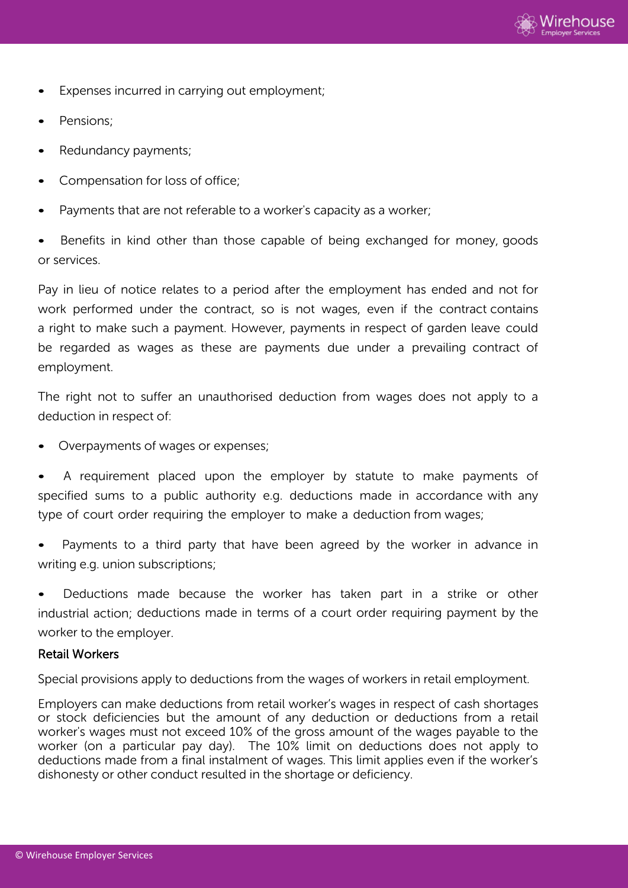- Expenses incurred in carrying out employment;
- Pensions;
- Redundancy payments;
- Compensation for loss of office;
- Payments that are not referable to a worker's capacity as a worker;
- Benefits in kind other than those capable of being exchanged for money, goods or services.

Pay in lieu of notice relates to a period after the employment has ended and not for work performed under the contract, so is not wages, even if the contract contains a right to make such a payment. However, payments in respect of garden leave could be regarded as wages as these are payments due under a prevailing contract of employment.

The right not to suffer an unauthorised deduction from wages does not apply to a deduction in respect of:

- Overpayments of wages or expenses;
- A requirement placed upon the employer by statute to make payments of specified sums to a public authority e.g. deductions made in accordance with any type of court order requiring the employer to make a deduction from wages;
- Payments to a third party that have been agreed by the worker in advance in writing e.g. union subscriptions;
- Deductions made because the worker has taken part in a strike or other industrial action; deductions made in terms of a court order requiring payment by the worker to the employer.

### Retail Workers

Special provisions apply to deductions from the wages of workers in retail employment.

Employers can make deductions from retail worker's wages in respect of cash shortages or stock deficiencies but the amount of any deduction or deductions from a retail worker's wages must not exceed 10% of the gross amount of the wages payable to the worker (on a particular pay day). The 10% limit on deductions does not apply to deductions made from a final instalment of wages. This limit applies even if the worker's dishonesty or other conduct resulted in the shortage or deficiency.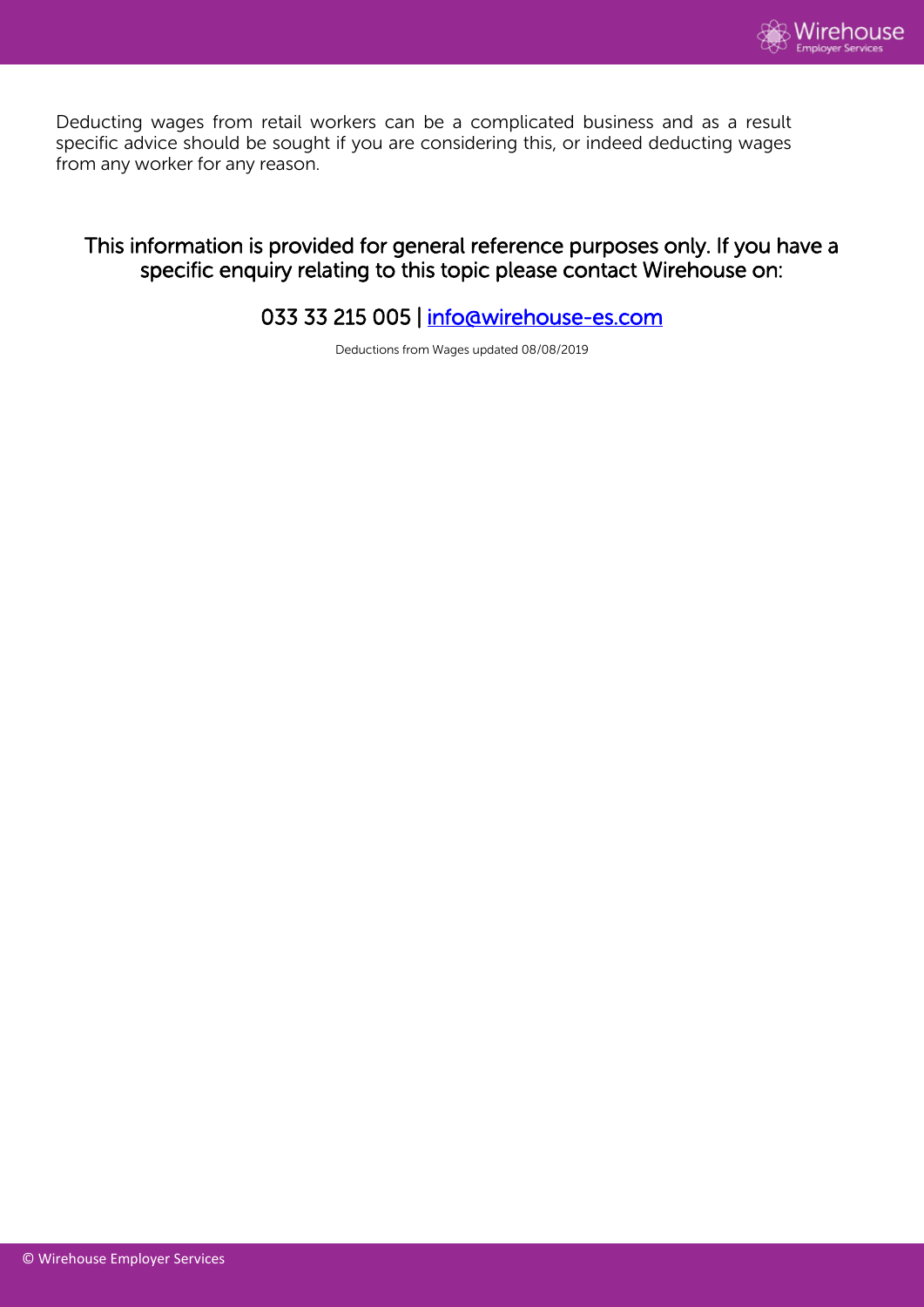Deducting wages from retail workers can be a complicated business and as a result specific advice should be sought if you are considering this, or indeed deducting wages from any worker for any reason.

**This information is provided for general reference purposes only. If you have a specific enquiry relating to this topic please contact Wirehouse on:**

**033 33 215 005 | info@wirehouse-es.com**

Deductions from Wages updated 08/08/2019